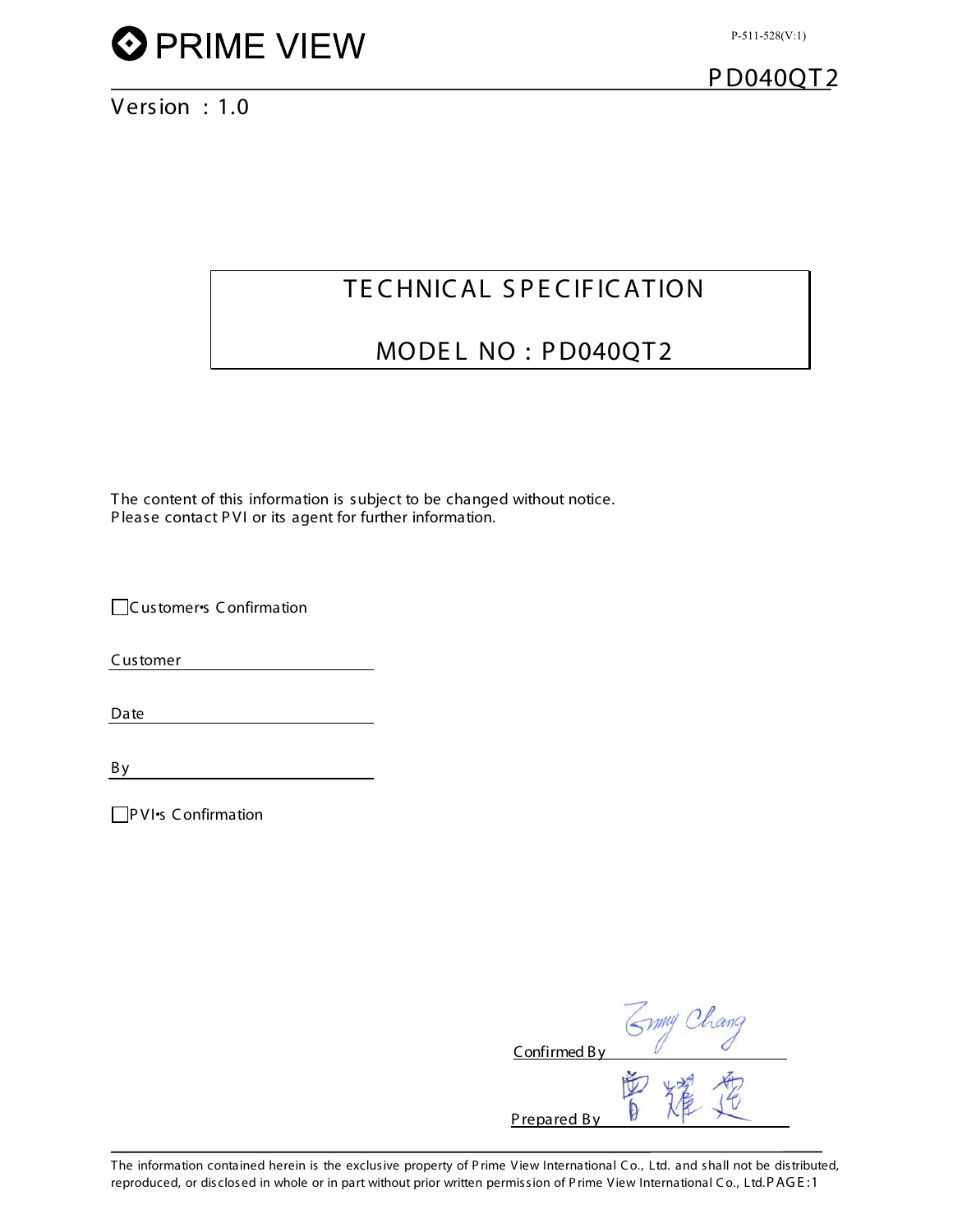PRIME VIEW

P-511-528(V:1)

PD040QT2

Version : 1.0

# TECHNICAL SPECIFICATION

# MODEL NO : PD040QT2

The content of this information is subject to be changed without notice.
Please contact PVI or its agent for further information.

☐ Customer's Confirmation

Customer ____________________

Date ____________________

By ____________________

☐ PVI's Confirmation

Confirmed By ____________________

Prepared By ____________________

The information contained herein is the exclusive property of Prime View International Co., Ltd. and shall not be distributed, reproduced, or disclosed in whole or in part without prior written permission of Prime View International Co., Ltd.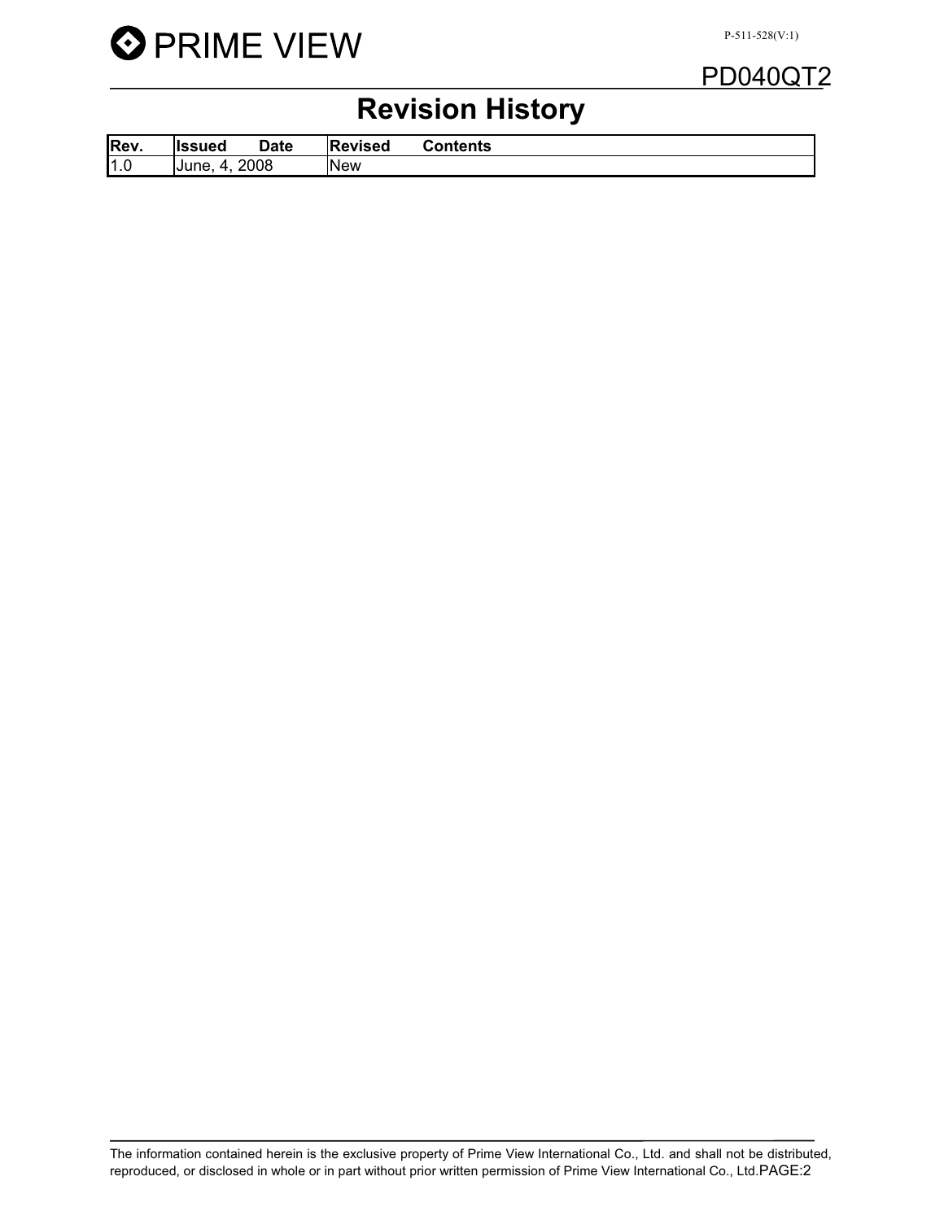# Revision History

| Rev. | Issued Date | Revised Contents |
|---|---|---|
| 1.0 | June, 4, 2008 | New |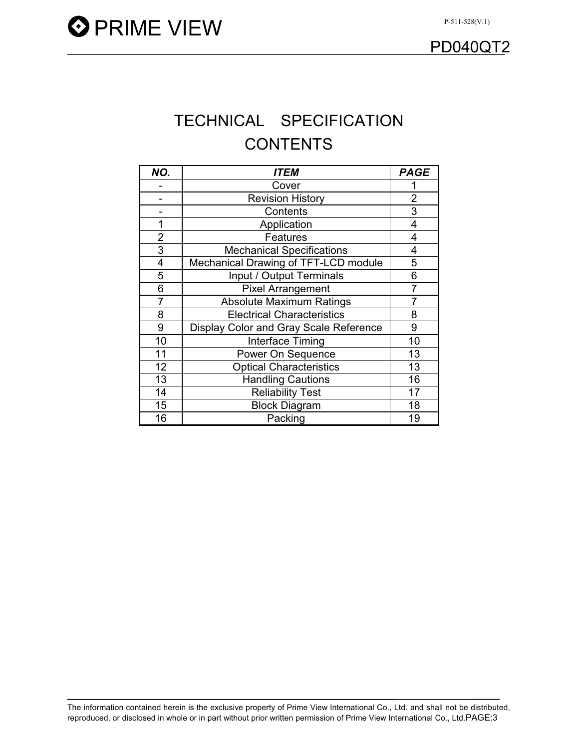# TECHNICAL SPECIFICATION

## CONTENTS

| NO. | ITEM | PAGE |
|---|---|---|
| - | Cover | 1 |
| - | Revision History | 2 |
| - | Contents | 3 |
| 1 | Application | 4 |
| 2 | Features | 4 |
| 3 | Mechanical Specifications | 4 |
| 4 | Mechanical Drawing of TFT-LCD module | 5 |
| 5 | Input / Output Terminals | 6 |
| 6 | Pixel Arrangement | 7 |
| 7 | Absolute Maximum Ratings | 7 |
| 8 | Electrical Characteristics | 8 |
| 9 | Display Color and Gray Scale Reference | 9 |
| 10 | Interface Timing | 10 |
| 11 | Power On Sequence | 13 |
| 12 | Optical Characteristics | 13 |
| 13 | Handling Cautions | 16 |
| 14 | Reliability Test | 17 |
| 15 | Block Diagram | 18 |
| 16 | Packing | 19 |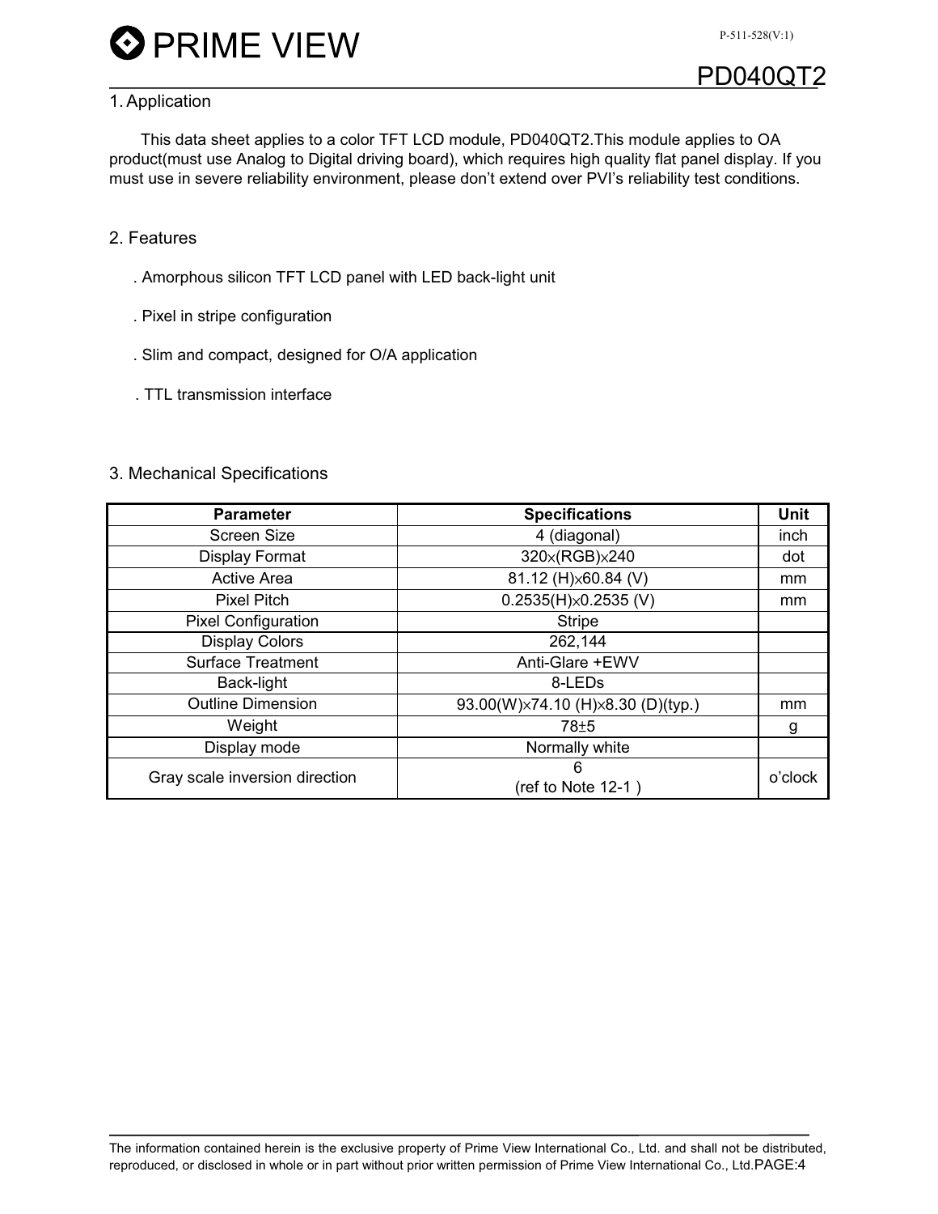## 1. Application

This data sheet applies to a color TFT LCD module, PD040QT2.This module applies to OA product(must use Analog to Digital driving board), which requires high quality flat panel display. If you must use in severe reliability environment, please don't extend over PVI's reliability test conditions.

## 2. Features

. Amorphous silicon TFT LCD panel with LED back-light unit

. Pixel in stripe configuration

. Slim and compact, designed for O/A application

. TTL transmission interface

## 3. Mechanical Specifications

| Parameter | Specifications | Unit |
|---|---|---|
| Screen Size | 4 (diagonal) | inch |
| Display Format | 320×(RGB)×240 | dot |
| Active Area | 81.12 (H)×60.84 (V) | mm |
| Pixel Pitch | 0.2535(H)×0.2535 (V) | mm |
| Pixel Configuration | Stripe | |
| Display Colors | 262,144 | |
| Surface Treatment | Anti-Glare +EWV | |
| Back-light | 8-LEDs | |
| Outline Dimension | 93.00(W)×74.10 (H)×8.30 (D)(typ.) | mm |
| Weight | 78±5 | g |
| Display mode | Normally white | |
| Gray scale inversion direction | 6 (ref to Note 12-1 ) | o'clock |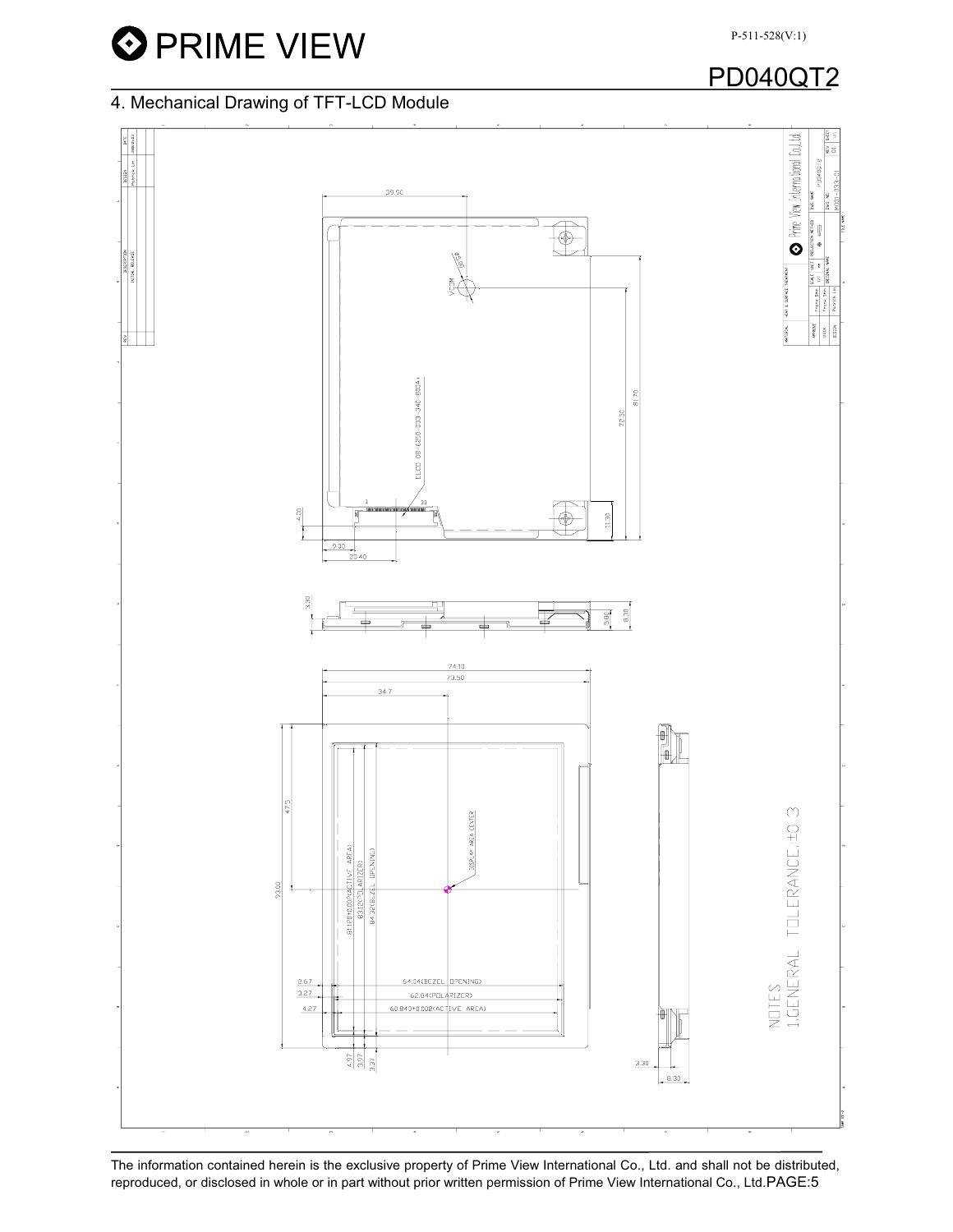# 4. Mechanical Drawing of TFT-LCD Module

NOTES
1.GENERAL TOLERANCE,±0.3

The information contained herein is the exclusive property of Prime View International Co., Ltd. and shall not be distributed, reproduced, or disclosed in whole or in part without prior written permission of Prime View International Co., Ltd.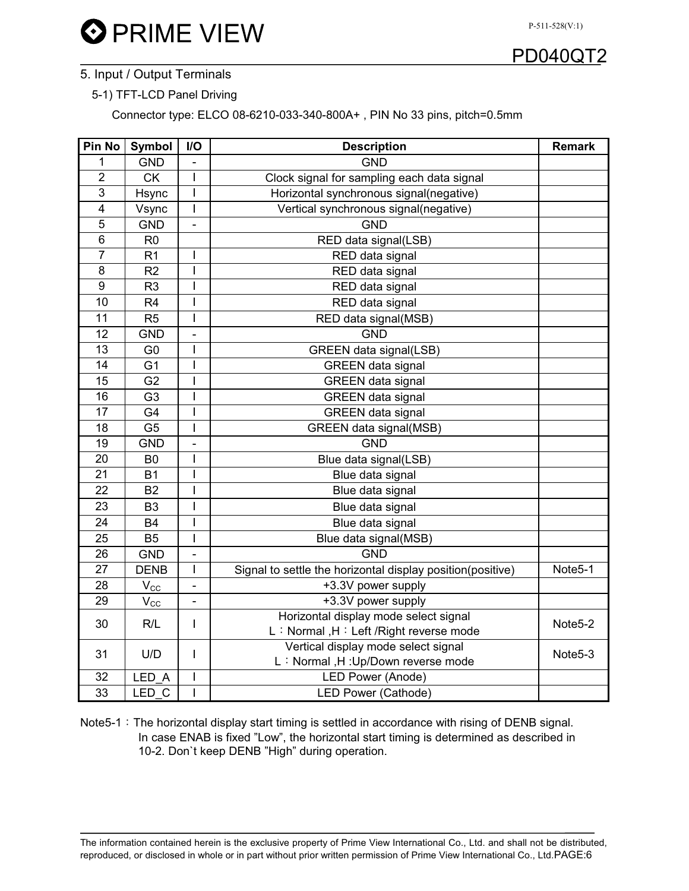## 5. Input / Output Terminals

### 5-1) TFT-LCD Panel Driving

Connector type: ELCO 08-6210-033-340-800A+ , PIN No 33 pins, pitch=0.5mm

| Pin No | Symbol | I/O | Description | Remark |
|---|---|---|---|---|
| 1 | GND | - | GND | |
| 2 | CK | I | Clock signal for sampling each data signal | |
| 3 | Hsync | I | Horizontal synchronous signal(negative) | |
| 4 | Vsync | I | Vertical synchronous signal(negative) | |
| 5 | GND | - | GND | |
| 6 | R0 | | RED data signal(LSB) | |
| 7 | R1 | I | RED data signal | |
| 8 | R2 | I | RED data signal | |
| 9 | R3 | I | RED data signal | |
| 10 | R4 | I | RED data signal | |
| 11 | R5 | I | RED data signal(MSB) | |
| 12 | GND | - | GND | |
| 13 | G0 | I | GREEN data signal(LSB) | |
| 14 | G1 | I | GREEN data signal | |
| 15 | G2 | I | GREEN data signal | |
| 16 | G3 | I | GREEN data signal | |
| 17 | G4 | I | GREEN data signal | |
| 18 | G5 | I | GREEN data signal(MSB) | |
| 19 | GND | - | GND | |
| 20 | B0 | I | Blue data signal(LSB) | |
| 21 | B1 | I | Blue data signal | |
| 22 | B2 | I | Blue data signal | |
| 23 | B3 | I | Blue data signal | |
| 24 | B4 | I | Blue data signal | |
| 25 | B5 | I | Blue data signal(MSB) | |
| 26 | GND | - | GND | |
| 27 | DENB | I | Signal to settle the horizontal display position(positive) | Note5-1 |
| 28 | $V_{CC}$ | - | +3.3V power supply | |
| 29 | $V_{CC}$ | - | +3.3V power supply | |
| 30 | R/L | I | Horizontal display mode select signal<br>L：Normal ,H：Left /Right reverse mode | Note5-2 |
| 31 | U/D | I | Vertical display mode select signal<br>L：Normal ,H :Up/Down reverse mode | Note5-3 |
| 32 | LED_A | I | LED Power (Anode) | |
| 33 | LED_C | I | LED Power (Cathode) | |

Note5-1：The horizontal display start timing is settled in accordance with rising of DENB signal. In case ENAB is fixed ”Low”, the horizontal start timing is determined as described in 10-2. Don`t keep DENB ”High” during operation.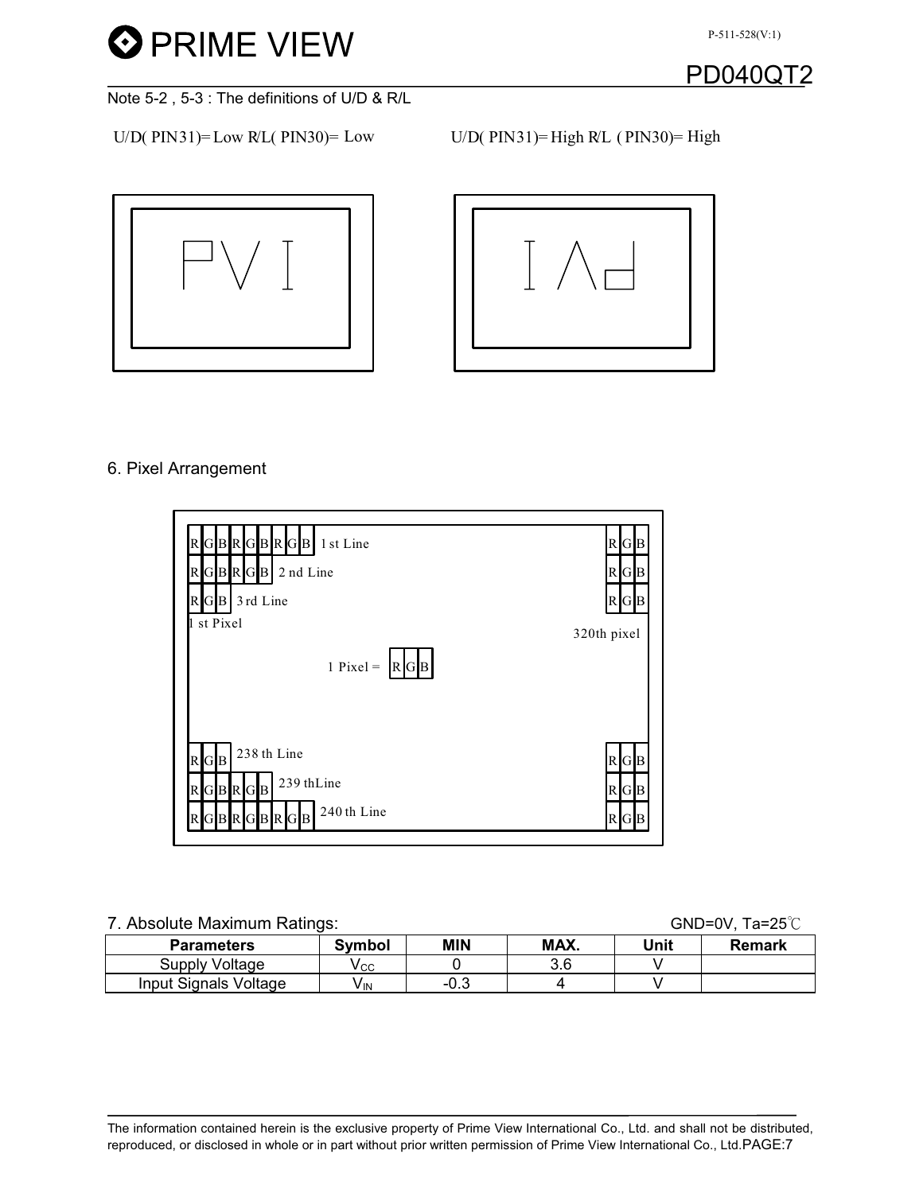Note 5-2 , 5-3 : The definitions of U/D & R/L

U/D( PIN31)= Low R/L( PIN30)= Low

U/D( PIN31)= High R/L ( PIN30)= High

## 6. Pixel Arrangement

R G B R G B R G B 1 st Line

R G B R G B 2 nd Line

R G B 3 rd Line

1 st Pixel

320th pixel

1 Pixel = R G B

R G B 238 th Line

R G B R G B 239 thLine

R G B R G B R G B 240 th Line

## 7. Absolute Maximum Ratings:

GND=0V, Ta=25℃

| Parameters | Symbol | MIN | MAX. | Unit | Remark |
|---|---|---|---|---|---|
| Supply Voltage | $V_{CC}$ | 0 | 3.6 | V | |
| Input Signals Voltage | $V_{IN}$ | -0.3 | 4 | V | |

The information contained herein is the exclusive property of Prime View International Co., Ltd. and shall not be distributed, reproduced, or disclosed in whole or in part without prior written permission of Prime View International Co., Ltd.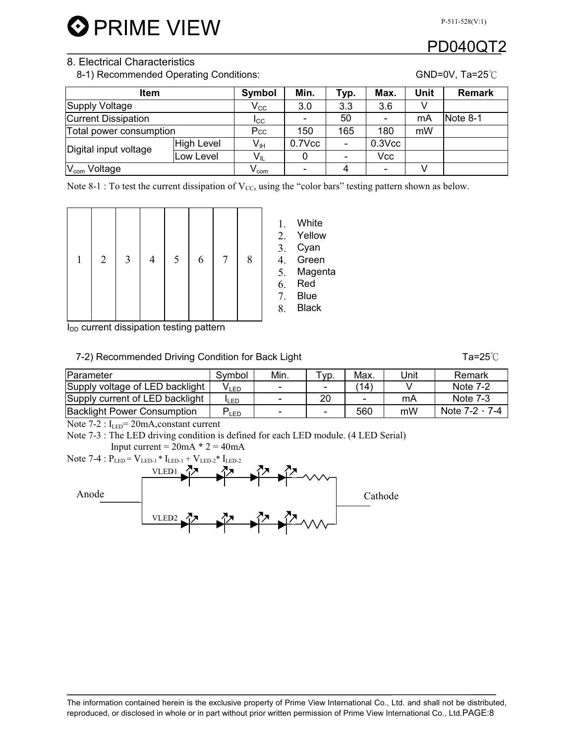## 8. Electrical Characteristics

8-1) Recommended Operating Conditions: GND=0V, Ta=25℃

| Item | | Symbol | Min. | Typ. | Max. | Unit | Remark |
|---|---|---|---|---|---|---|---|
| Supply Voltage | | $V_{CC}$ | 3.0 | 3.3 | 3.6 | V | |
| Current Dissipation | | $I_{CC}$ | - | 50 | - | mA | Note 8-1 |
| Total power consumption | | $P_{CC}$ | 150 | 165 | 180 | mW | |
| Digital input voltage | High Level | $V_{IH}$ | 0.7Vcc | - | 0.3Vcc | | |
| | Low Level | $V_{IL}$ | 0 | - | Vcc | | |
| $V_{com}$ Voltage | | $V_{com}$ | - | 4 | - | V | |

Note 8-1 : To test the current dissipation of $V_{CC}$, using the "color bars" testing pattern shown as below.

| 1 | 2 | 3 | 4 | 5 | 6 | 7 | 8 |
|---|---|---|---|---|---|---|---|

$I_{DD}$ current dissipation testing pattern

1. White
2. Yellow
3. Cyan
4. Green
5. Magenta
6. Red
7. Blue
8. Black

7-2) Recommended Driving Condition for Back Light Ta=25℃

| Parameter | Symbol | Min. | Typ. | Max. | Unit | Remark |
|---|---|---|---|---|---|---|
| Supply voltage of LED backlight | $V_{LED}$ | - | - | (14) | V | Note 7-2 |
| Supply current of LED backlight | $I_{LED}$ | - | 20 | - | mA | Note 7-3 |
| Backlight Power Consumption | $P_{LED}$ | - | - | 560 | mW | Note 7-2、7-4 |

Note 7-2 : $I_{LED}$= 20mA,constant current

Note 7-3 : The LED driving condition is defined for each LED module. (4 LED Serial)

Input current = 20mA * 2 = 40mA

Note 7-4 : $P_{LED} = V_{LED-1} * I_{LED-1} + V_{LED-2} * I_{LED-2}$

VLED1

Anode

Cathode

VLED2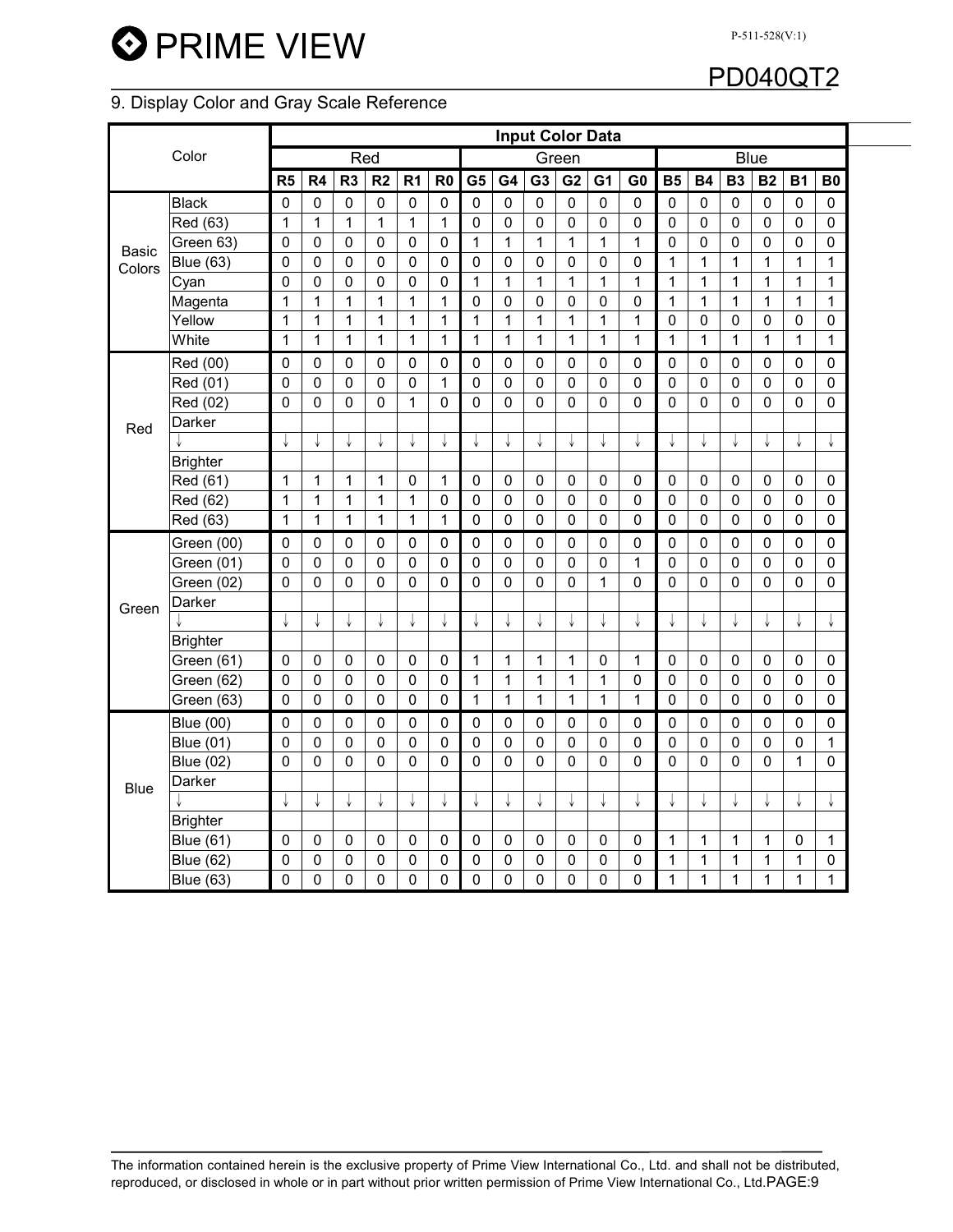## 9. Display Color and Gray Scale Reference

| Color | | Input Color Data | | | | | | | | | | | | | | | | | |
|---|---|---|---|---|---|---|---|---|---|---|---|---|---|---|---|---|---|---|---|
| | | Red | | | | | | Green | | | | | | Blue | | | | | |
| | | R5 | R4 | R3 | R2 | R1 | R0 | G5 | G4 | G3 | G2 | G1 | G0 | B5 | B4 | B3 | B2 | B1 | B0 |
| Basic Colors | Black | 0 | 0 | 0 | 0 | 0 | 0 | 0 | 0 | 0 | 0 | 0 | 0 | 0 | 0 | 0 | 0 | 0 | 0 |
| | Red (63) | 1 | 1 | 1 | 1 | 1 | 1 | 0 | 0 | 0 | 0 | 0 | 0 | 0 | 0 | 0 | 0 | 0 | 0 |
| | Green 63) | 0 | 0 | 0 | 0 | 0 | 0 | 1 | 1 | 1 | 1 | 1 | 1 | 0 | 0 | 0 | 0 | 0 | 0 |
| | Blue (63) | 0 | 0 | 0 | 0 | 0 | 0 | 0 | 0 | 0 | 0 | 0 | 0 | 1 | 1 | 1 | 1 | 1 | 1 |
| | Cyan | 0 | 0 | 0 | 0 | 0 | 0 | 1 | 1 | 1 | 1 | 1 | 1 | 1 | 1 | 1 | 1 | 1 | 1 |
| | Magenta | 1 | 1 | 1 | 1 | 1 | 1 | 0 | 0 | 0 | 0 | 0 | 0 | 1 | 1 | 1 | 1 | 1 | 1 |
| | Yellow | 1 | 1 | 1 | 1 | 1 | 1 | 1 | 1 | 1 | 1 | 1 | 1 | 0 | 0 | 0 | 0 | 0 | 0 |
| | White | 1 | 1 | 1 | 1 | 1 | 1 | 1 | 1 | 1 | 1 | 1 | 1 | 1 | 1 | 1 | 1 | 1 | 1 |
| Red | Red (00) | 0 | 0 | 0 | 0 | 0 | 0 | 0 | 0 | 0 | 0 | 0 | 0 | 0 | 0 | 0 | 0 | 0 | 0 |
| | Red (01) | 0 | 0 | 0 | 0 | 0 | 1 | 0 | 0 | 0 | 0 | 0 | 0 | 0 | 0 | 0 | 0 | 0 | 0 |
| | Red (02) | 0 | 0 | 0 | 0 | 1 | 0 | 0 | 0 | 0 | 0 | 0 | 0 | 0 | 0 | 0 | 0 | 0 | 0 |
| | Darker | | | | | | | | | | | | | | | | | | |
| | ↓ | ↓ | ↓ | ↓ | ↓ | ↓ | ↓ | ↓ | ↓ | ↓ | ↓ | ↓ | ↓ | ↓ | ↓ | ↓ | ↓ | ↓ | ↓ |
| | Brighter | | | | | | | | | | | | | | | | | | |
| | Red (61) | 1 | 1 | 1 | 1 | 0 | 1 | 0 | 0 | 0 | 0 | 0 | 0 | 0 | 0 | 0 | 0 | 0 | 0 |
| | Red (62) | 1 | 1 | 1 | 1 | 1 | 0 | 0 | 0 | 0 | 0 | 0 | 0 | 0 | 0 | 0 | 0 | 0 | 0 |
| | Red (63) | 1 | 1 | 1 | 1 | 1 | 1 | 0 | 0 | 0 | 0 | 0 | 0 | 0 | 0 | 0 | 0 | 0 | 0 |
| Green | Green (00) | 0 | 0 | 0 | 0 | 0 | 0 | 0 | 0 | 0 | 0 | 0 | 0 | 0 | 0 | 0 | 0 | 0 | 0 |
| | Green (01) | 0 | 0 | 0 | 0 | 0 | 0 | 0 | 0 | 0 | 0 | 0 | 1 | 0 | 0 | 0 | 0 | 0 | 0 |
| | Green (02) | 0 | 0 | 0 | 0 | 0 | 0 | 0 | 0 | 0 | 0 | 1 | 0 | 0 | 0 | 0 | 0 | 0 | 0 |
| | Darker | | | | | | | | | | | | | | | | | | |
| | ↓ | ↓ | ↓ | ↓ | ↓ | ↓ | ↓ | ↓ | ↓ | ↓ | ↓ | ↓ | ↓ | ↓ | ↓ | ↓ | ↓ | ↓ | ↓ |
| | Brighter | | | | | | | | | | | | | | | | | | |
| | Green (61) | 0 | 0 | 0 | 0 | 0 | 0 | 1 | 1 | 1 | 1 | 0 | 1 | 0 | 0 | 0 | 0 | 0 | 0 |
| | Green (62) | 0 | 0 | 0 | 0 | 0 | 0 | 1 | 1 | 1 | 1 | 1 | 0 | 0 | 0 | 0 | 0 | 0 | 0 |
| | Green (63) | 0 | 0 | 0 | 0 | 0 | 0 | 1 | 1 | 1 | 1 | 1 | 1 | 0 | 0 | 0 | 0 | 0 | 0 |
| Blue | Blue (00) | 0 | 0 | 0 | 0 | 0 | 0 | 0 | 0 | 0 | 0 | 0 | 0 | 0 | 0 | 0 | 0 | 0 | 0 |
| | Blue (01) | 0 | 0 | 0 | 0 | 0 | 0 | 0 | 0 | 0 | 0 | 0 | 0 | 0 | 0 | 0 | 0 | 0 | 1 |
| | Blue (02) | 0 | 0 | 0 | 0 | 0 | 0 | 0 | 0 | 0 | 0 | 0 | 0 | 0 | 0 | 0 | 0 | 1 | 0 |
| | Darker | | | | | | | | | | | | | | | | | | |
| | ↓ | ↓ | ↓ | ↓ | ↓ | ↓ | ↓ | ↓ | ↓ | ↓ | ↓ | ↓ | ↓ | ↓ | ↓ | ↓ | ↓ | ↓ | ↓ |
| | Brighter | | | | | | | | | | | | | | | | | | |
| | Blue (61) | 0 | 0 | 0 | 0 | 0 | 0 | 0 | 0 | 0 | 0 | 0 | 0 | 1 | 1 | 1 | 1 | 0 | 1 |
| | Blue (62) | 0 | 0 | 0 | 0 | 0 | 0 | 0 | 0 | 0 | 0 | 0 | 0 | 1 | 1 | 1 | 1 | 1 | 0 |
| | Blue (63) | 0 | 0 | 0 | 0 | 0 | 0 | 0 | 0 | 0 | 0 | 0 | 0 | 1 | 1 | 1 | 1 | 1 | 1 |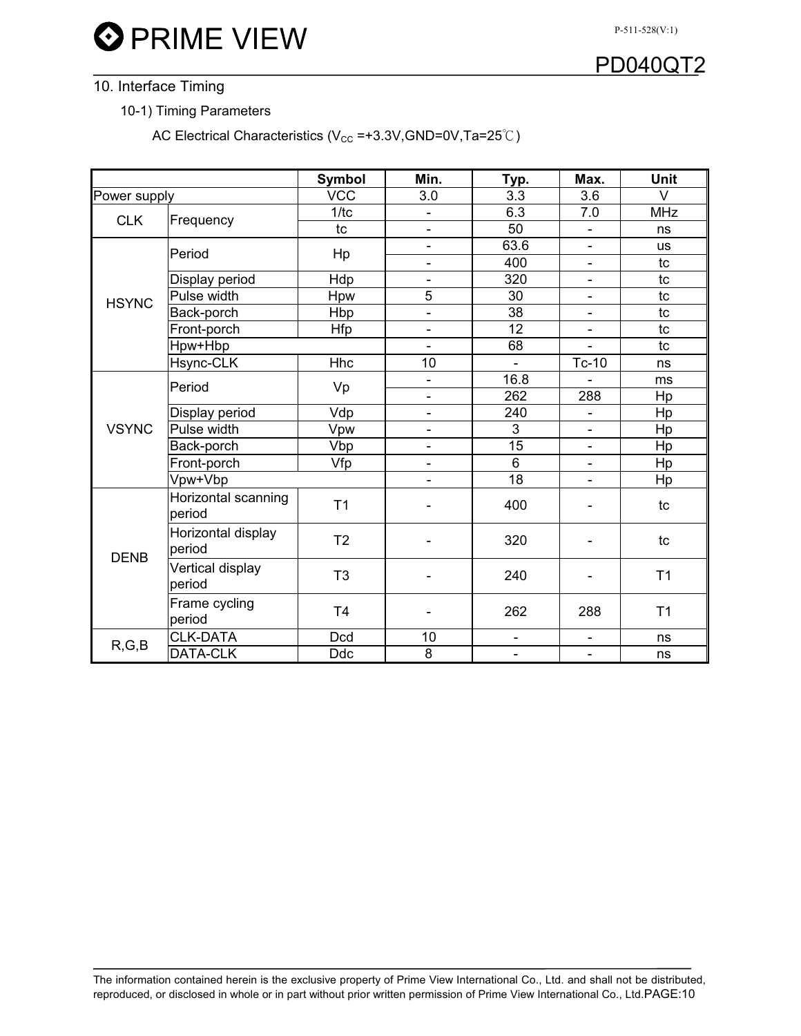## 10. Interface Timing

### 10-1) Timing Parameters

AC Electrical Characteristics ($V_{CC}$ =+3.3V,GND=0V,Ta=25℃)

| | | Symbol | Min. | Typ. | Max. | Unit |
|---|---|---|---|---|---|---|
| Power supply | | VCC | 3.0 | 3.3 | 3.6 | V |
| CLK | Frequency | 1/tc | - | 6.3 | 7.0 | MHz |
| | | tc | - | 50 | - | ns |
| HSYNC | Period | Hp | - | 63.6 | - | us |
| | | | - | 400 | - | tc |
| | Display period | Hdp | - | 320 | - | tc |
| | Pulse width | Hpw | 5 | 30 | - | tc |
| | Back-porch | Hbp | - | 38 | - | tc |
| | Front-porch | Hfp | - | 12 | - | tc |
| | Hpw+Hbp | | - | 68 | - | tc |
| | Hsync-CLK | Hhc | 10 | - | Tc-10 | ns |
| VSYNC | Period | Vp | - | 16.8 | - | ms |
| | | | - | 262 | 288 | Hp |
| | Display period | Vdp | - | 240 | - | Hp |
| | Pulse width | Vpw | - | 3 | - | Hp |
| | Back-porch | Vbp | - | 15 | - | Hp |
| | Front-porch | Vfp | - | 6 | - | Hp |
| | Vpw+Vbp | | - | 18 | - | Hp |
| DENB | Horizontal scanning period | T1 | - | 400 | - | tc |
| | Horizontal display period | T2 | - | 320 | - | tc |
| | Vertical display period | T3 | - | 240 | - | T1 |
| | Frame cycling period | T4 | - | 262 | 288 | T1 |
| R,G,B | CLK-DATA | Dcd | 10 | - | - | ns |
| | DATA-CLK | Ddc | 8 | - | - | ns |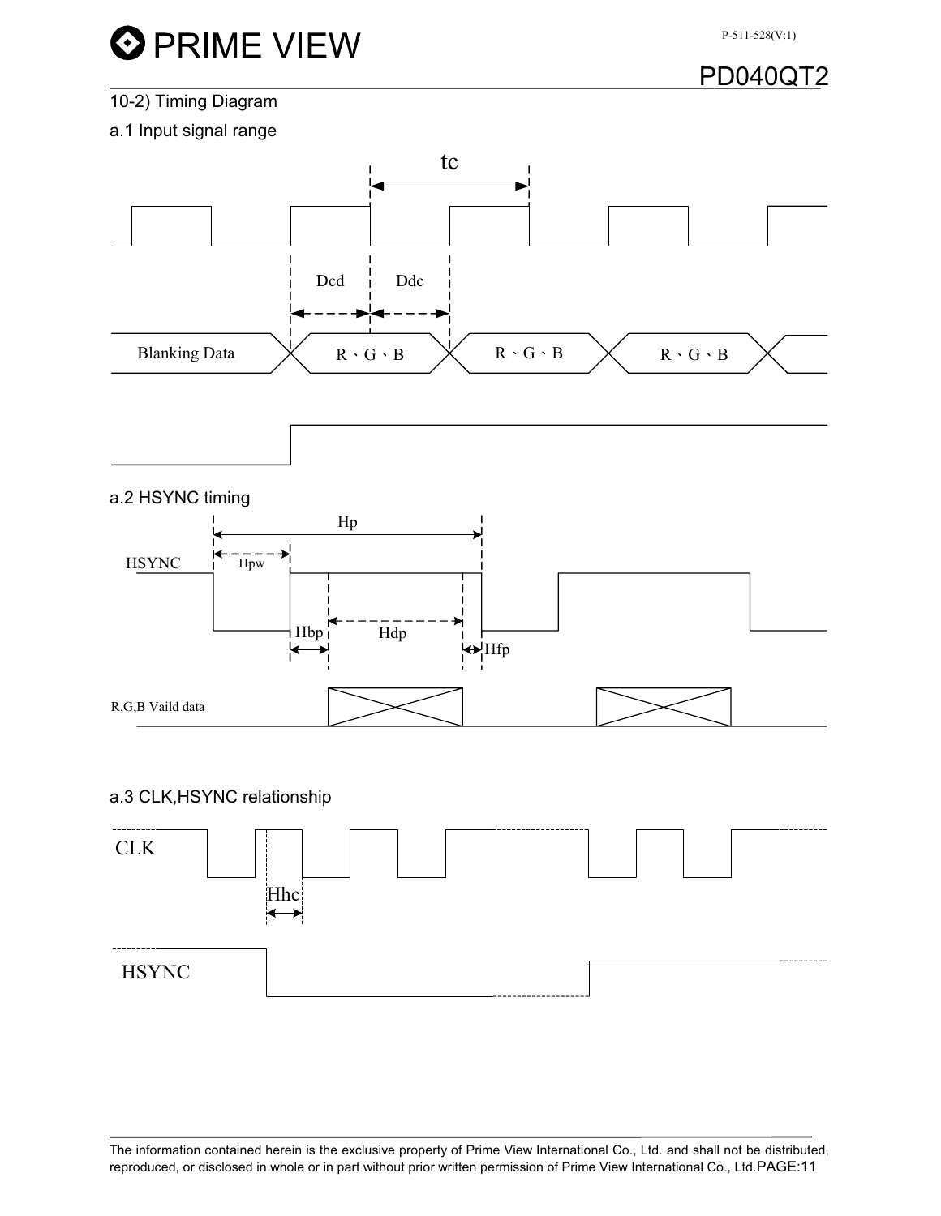10-2) Timing Diagram

a.1 Input signal range

tc

Dcd Ddc

Blanking Data R、G、B R、G、B R、G、B

a.2 HSYNC timing

Hp

HSYNC Hpw

Hbp Hdp Hfp

R,G,B Vaild data

a.3 CLK,HSYNC relationship

CLK

Hhc

HSYNC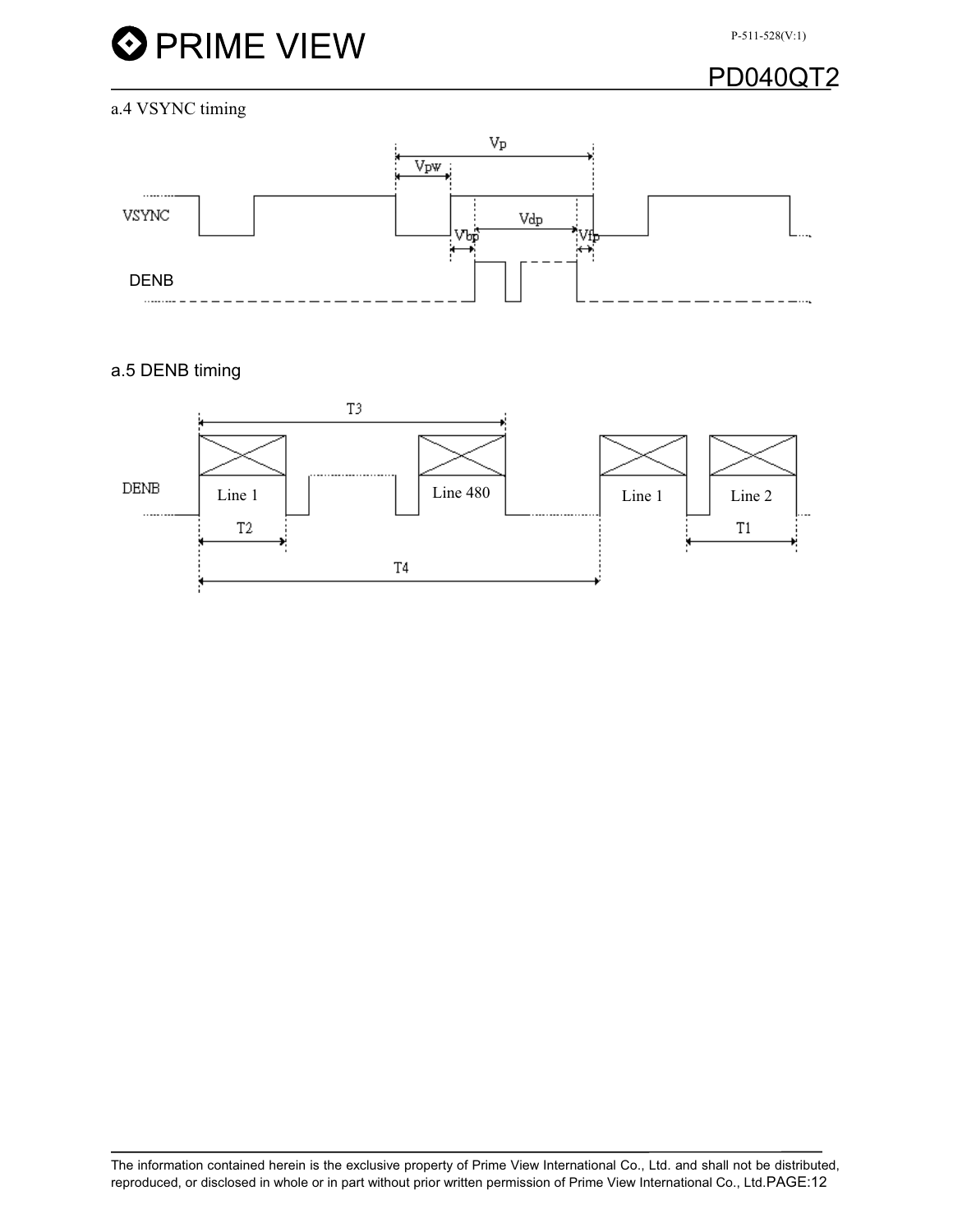a.4 VSYNC timing

a.5 DENB timing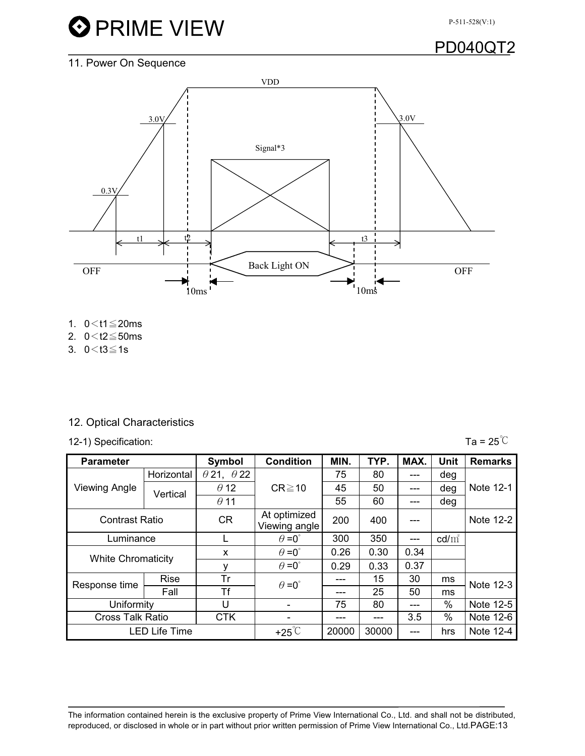## 11. Power On Sequence

VDD

3.0V 3.0V

Signal*3

0.3V

t1 t2 t3

OFF Back Light ON OFF

10ms 10ms

1. 0＜t1≦20ms
2. 0＜t2≦50ms
3. 0＜t3≦1s

## 12. Optical Characteristics

12-1) Specification: Ta = 25℃

| Parameter | | Symbol | Condition | MIN. | TYP. | MAX. | Unit | Remarks |
|---|---|---|---|---|---|---|---|---|
| Viewing Angle | Horizontal | θ21, θ22 | CR≧10 | 75 | 80 | --- | deg | Note 12-1 |
| | Vertical | θ12 | | 45 | 50 | --- | deg | |
| | | θ11 | | 55 | 60 | --- | deg | |
| Contrast Ratio | | CR | At optimized Viewing angle | 200 | 400 | --- | | Note 12-2 |
| Luminance | | L | θ=0° | 300 | 350 | --- | cd/㎡ | |
| White Chromaticity | | x | θ=0° | 0.26 | 0.30 | 0.34 | | |
| | | y | θ=0° | 0.29 | 0.33 | 0.37 | | |
| Response time | Rise | Tr | θ=0° | --- | 15 | 30 | ms | Note 12-3 |
| | Fall | Tf | | --- | 25 | 50 | ms | |
| Uniformity | | U | - | 75 | 80 | --- | % | Note 12-5 |
| Cross Talk Ratio | | CTK | - | --- | --- | 3.5 | % | Note 12-6 |
| LED Life Time | | | +25℃ | 20000 | 30000 | --- | hrs | Note 12-4 |

The information contained herein is the exclusive property of Prime View International Co., Ltd. and shall not be distributed, reproduced, or disclosed in whole or in part without prior written permission of Prime View International Co., Ltd.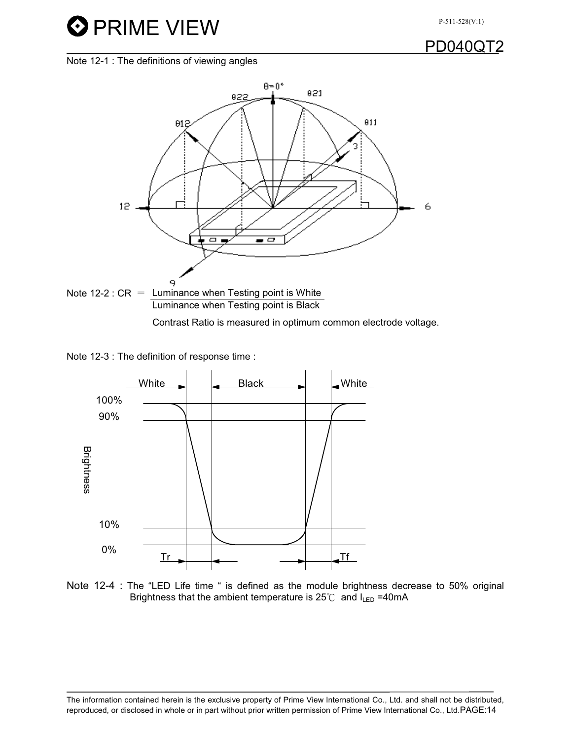Note 12-1 : The definitions of viewing angles

Note 12-2 : CR $= \frac{\text{Luminance when Testing point is White}}{\text{Luminance when Testing point is Black}}$

Contrast Ratio is measured in optimum common electrode voltage.

Note 12-3 : The definition of response time :

Note 12-4 : The "LED Life time " is defined as the module brightness decrease to 50% original Brightness that the ambient temperature is 25℃ and $I_{LED}$ =40mA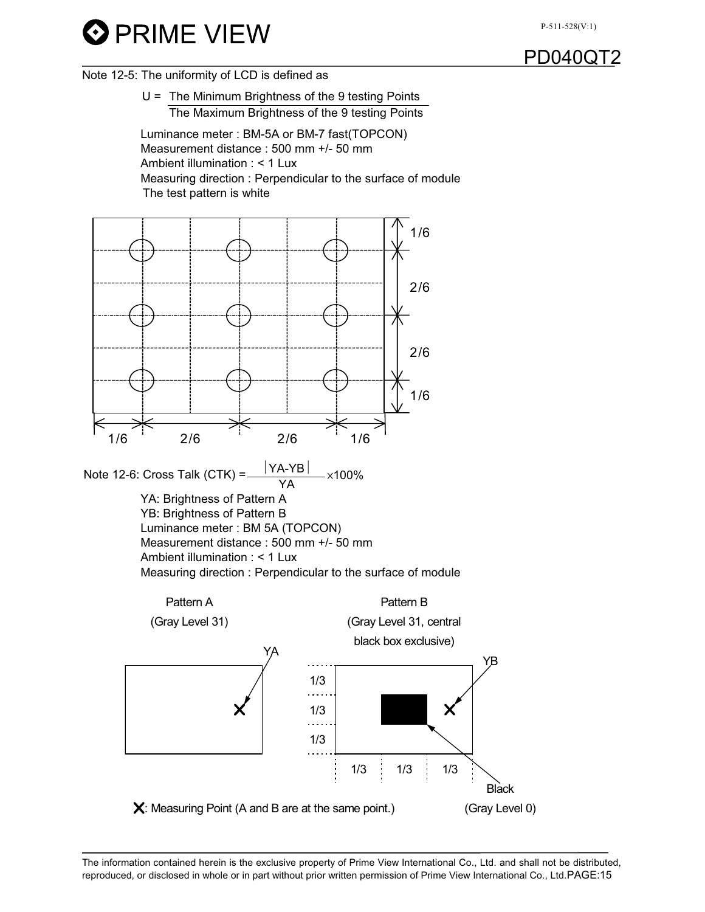Note 12-5: The uniformity of LCD is defined as

$$U = \frac{\text{The Minimum Brightness of the 9 testing Points}}{\text{The Maximum Brightness of the 9 testing Points}}$$

Luminance meter : BM-5A or BM-7 fast(TOPCON)
Measurement distance : 500 mm +/- 50 mm
Ambient illumination : < 1 Lux
Measuring direction : Perpendicular to the surface of module
The test pattern is white

1/6
2/6
2/6
1/6

1/6 2/6 2/6 1/6

Note 12-6: Cross Talk (CTK) = $\frac{|YA-YB|}{YA} \times 100\%$

YA: Brightness of Pattern A
YB: Brightness of Pattern B
Luminance meter : BM 5A (TOPCON)
Measurement distance : 500 mm +/- 50 mm
Ambient illumination : < 1 Lux
Measuring direction : Perpendicular to the surface of module

Pattern A
(Gray Level 31)

YA

Pattern B
(Gray Level 31, central black box exclusive)

YB

1/3
1/3
1/3

1/3 1/3 1/3

Black
(Gray Level 0)

X: Measuring Point (A and B are at the same point.)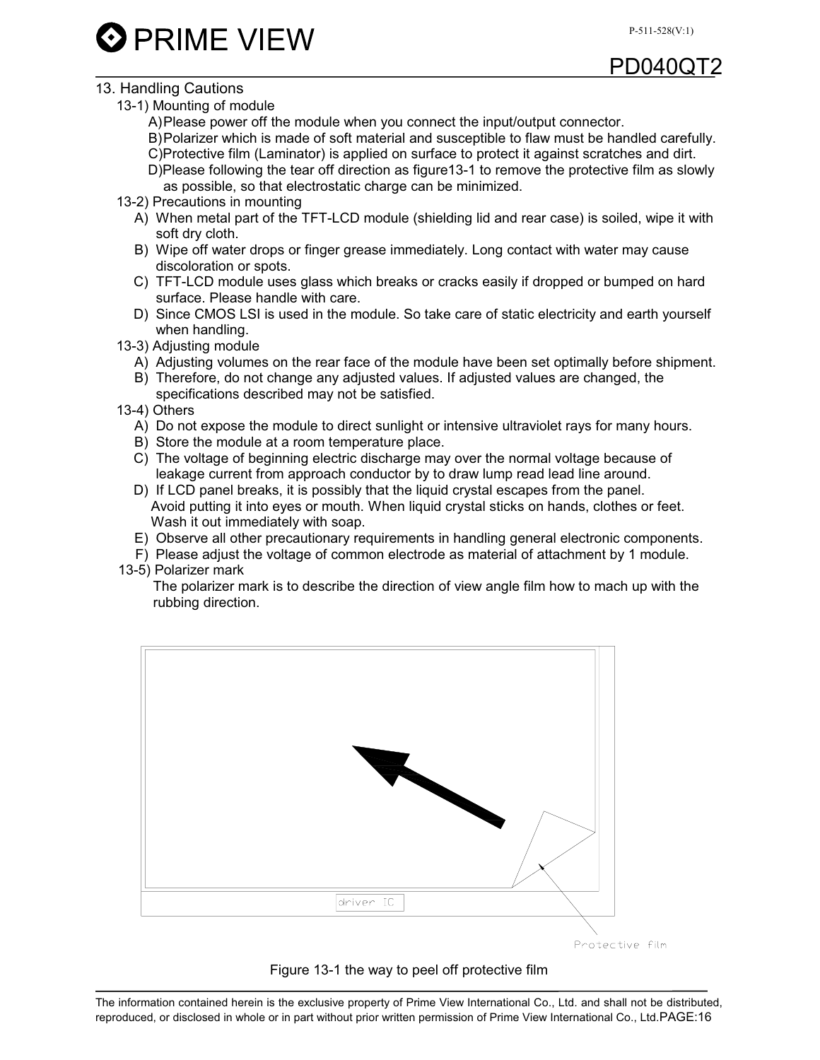## 13. Handling Cautions

13-1) Mounting of module

A)Please power off the module when you connect the input/output connector.

B)Polarizer which is made of soft material and susceptible to flaw must be handled carefully.

C)Protective film (Laminator) is applied on surface to protect it against scratches and dirt.

D)Please following the tear off direction as figure13-1 to remove the protective film as slowly as possible, so that electrostatic charge can be minimized.

13-2) Precautions in mounting

A) When metal part of the TFT-LCD module (shielding lid and rear case) is soiled, wipe it with soft dry cloth.

B) Wipe off water drops or finger grease immediately. Long contact with water may cause discoloration or spots.

C) TFT-LCD module uses glass which breaks or cracks easily if dropped or bumped on hard surface. Please handle with care.

D) Since CMOS LSI is used in the module. So take care of static electricity and earth yourself when handling.

13-3) Adjusting module

A) Adjusting volumes on the rear face of the module have been set optimally before shipment.

B) Therefore, do not change any adjusted values. If adjusted values are changed, the specifications described may not be satisfied.

13-4) Others

A) Do not expose the module to direct sunlight or intensive ultraviolet rays for many hours.

B) Store the module at a room temperature place.

C) The voltage of beginning electric discharge may over the normal voltage because of leakage current from approach conductor by to draw lump read lead line around.

D) If LCD panel breaks, it is possibly that the liquid crystal escapes from the panel. Avoid putting it into eyes or mouth. When liquid crystal sticks on hands, clothes or feet. Wash it out immediately with soap.

E) Observe all other precautionary requirements in handling general electronic components.

F) Please adjust the voltage of common electrode as material of attachment by 1 module.

13-5) Polarizer mark

The polarizer mark is to describe the direction of view angle film how to mach up with the rubbing direction.

driver IC

Protective film

Figure 13-1 the way to peel off protective film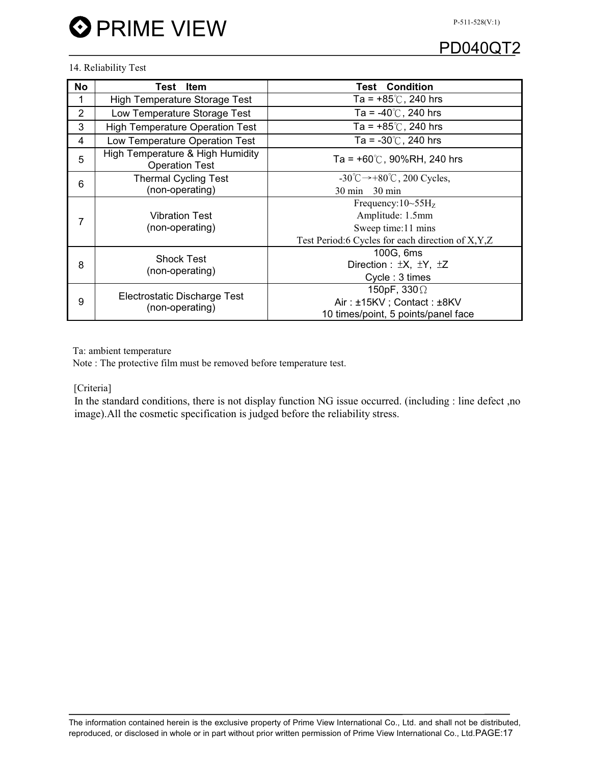## 14. Reliability Test

| No | Test Item | Test Condition |
|---|---|---|
| 1 | High Temperature Storage Test | Ta = +85℃, 240 hrs |
| 2 | Low Temperature Storage Test | Ta = -40℃, 240 hrs |
| 3 | High Temperature Operation Test | Ta = +85℃, 240 hrs |
| 4 | Low Temperature Operation Test | Ta = -30℃, 240 hrs |
| 5 | High Temperature & High Humidity Operation Test | Ta = +60℃, 90%RH, 240 hrs |
| 6 | Thermal Cycling Test (non-operating) | -30℃→+80℃, 200 Cycles, 30 min 30 min |
| 7 | Vibration Test (non-operating) | Frequency:10~55$H_Z$<br>Amplitude: 1.5mm<br>Sweep time:11 mins<br>Test Period:6 Cycles for each direction of X,Y,Z |
| 8 | Shock Test (non-operating) | 100G, 6ms<br>Direction : ±X, ±Y, ±Z<br>Cycle : 3 times |
| 9 | Electrostatic Discharge Test (non-operating) | 150pF, 330Ω<br>Air : ±15KV ; Contact : ±8KV<br>10 times/point, 5 points/panel face |

Ta: ambient temperature

Note : The protective film must be removed before temperature test.

[Criteria]

In the standard conditions, there is not display function NG issue occurred. (including : line defect ,no image).All the cosmetic specification is judged before the reliability stress.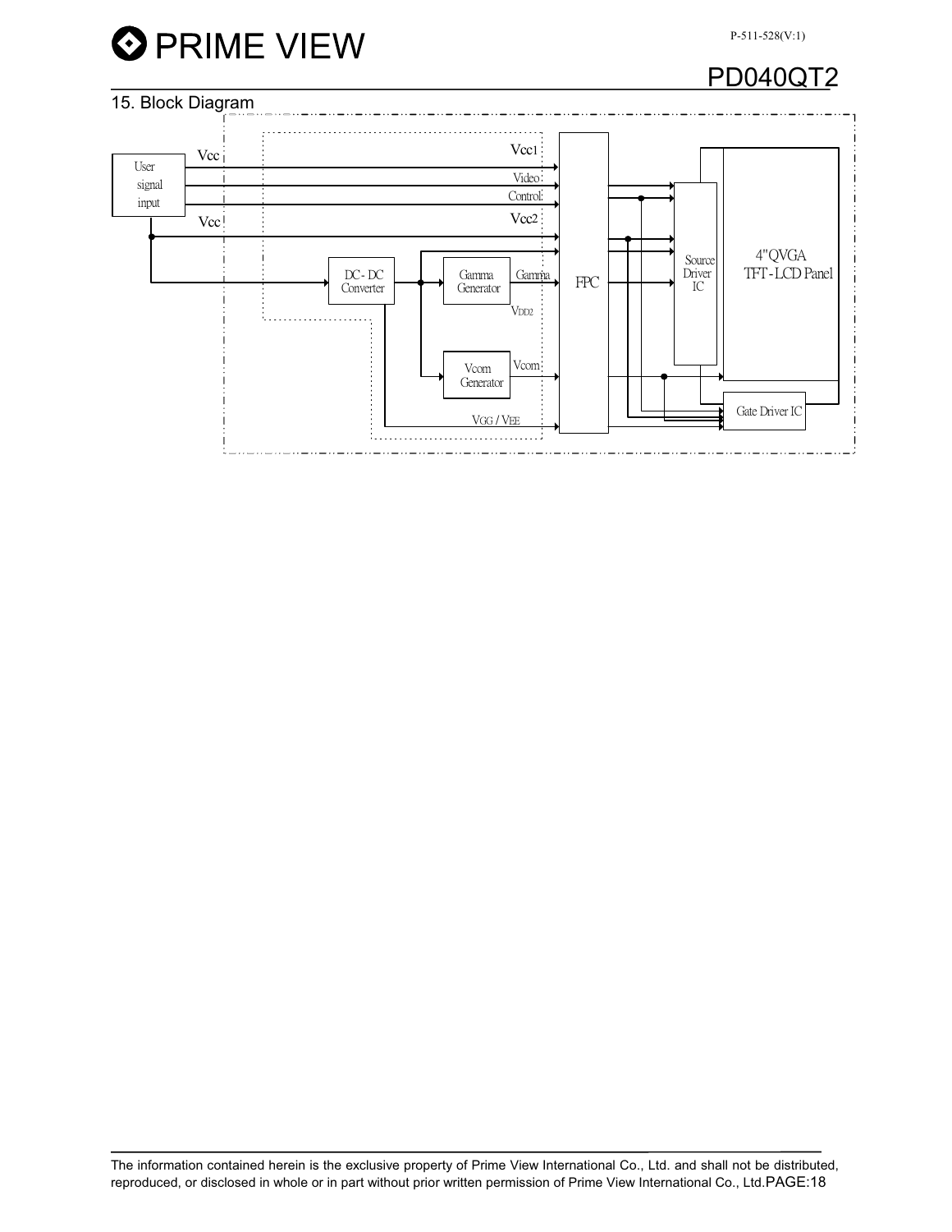## 15. Block Diagram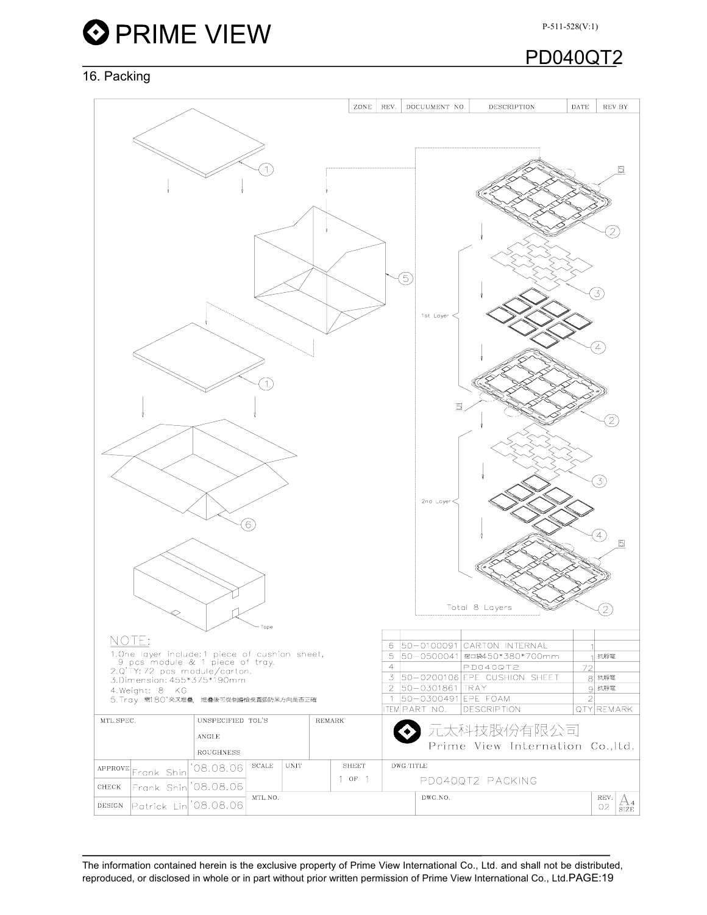## 16. Packing

| ZONE | REV. | DOCUUMENT NO. | DESCRIPTION | DATE | REV.BY |
|---|---|---|---|---|---|

1st Layer

2nd Layer

Total 8 Layers

Tape

NOTE:

1. One layer include: 1 piece of cushion sheet, 9 pcs module & 1 piece of tray.
2. Q'TY: 72 pcs module/carton.
3. Dimension: 455*375*190mm
4. Weight: 8 KG
5. Tray 需180°交叉堆疊, 堆疊後可從側邊檢視圓弧防呆方向是否正確

| ITEM | PART NO. | DESCRIPTION | QTY | REMARK |
|---|---|---|---|---|
| 6 | 50-0100091 | CARTON INTERNAL | 1 | |
| 5 | 50-0500041 | 摺口袋450*380*700mm | 1 | 抗靜電 |
| 4 | | PD040QT2 | 72 | |
| 3 | 50-0200106 | EPE CUSHION SHEET | 8 | 抗靜電 |
| 2 | 50-0301861 | TRAY | 9 | 抗靜電 |
| 1 | 50-0300491 | EPE FOAM | 2 | |

| MTL.SPEC. | UNSPECIFIED TOL'S | | REMARK | 元太科技股份有限公司 Prime View Internation Co.,ltd. |
|---|---|---|---|---|
| | ANGLE | | | |
| | ROUGHNESS | | | |

| | | | | | | | |
|---|---|---|---|---|---|---|---|
| APPROVE | Frank Shin | '08.08.06 | SCALE | UNIT | SHEET 1 OF 1 | DWG.TITLE PD040QT2 PACKING | |
| CHECK | Frank Shin | '08.08.06 | | | | | |
| DESIGN | Patrick Lin | '08.08.06 | MTL.NO. | | | DWG.NO. | REV. 02 A4 SIZE |